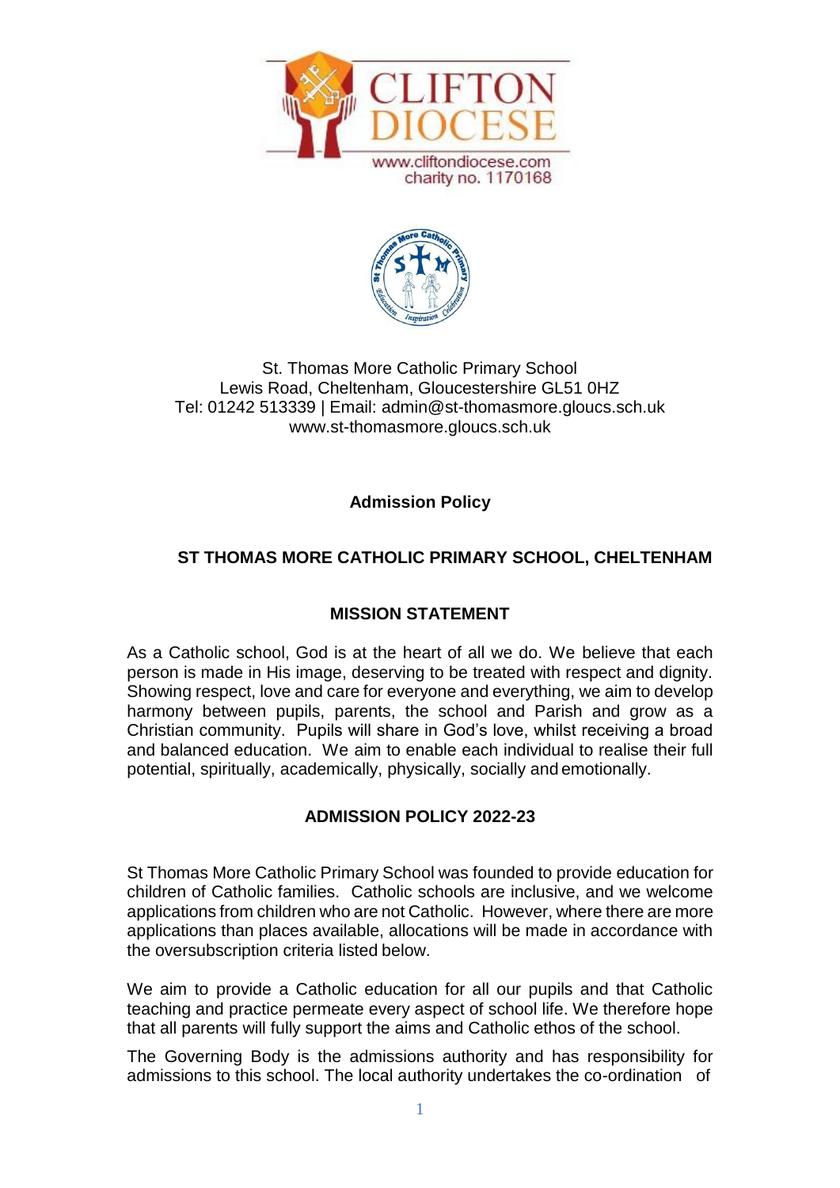CLIFTON DIOCESE
www.cliftondiocese.com
charity no. 1170168

St. Thomas More Catholic Primary School
Lewis Road, Cheltenham, Gloucestershire GL51 0HZ
Tel: 01242 513339 | Email: admin@st-thomasmore.gloucs.sch.uk
www.st-thomasmore.gloucs.sch.uk

**Admission Policy**

## ST THOMAS MORE CATHOLIC PRIMARY SCHOOL, CHELTENHAM

### MISSION STATEMENT

As a Catholic school, God is at the heart of all we do. We believe that each person is made in His image, deserving to be treated with respect and dignity. Showing respect, love and care for everyone and everything, we aim to develop harmony between pupils, parents, the school and Parish and grow as a Christian community. Pupils will share in God's love, whilst receiving a broad and balanced education. We aim to enable each individual to realise their full potential, spiritually, academically, physically, socially and emotionally.

### ADMISSION POLICY 2022-23

St Thomas More Catholic Primary School was founded to provide education for children of Catholic families. Catholic schools are inclusive, and we welcome applications from children who are not Catholic. However, where there are more applications than places available, allocations will be made in accordance with the oversubscription criteria listed below.

We aim to provide a Catholic education for all our pupils and that Catholic teaching and practice permeate every aspect of school life. We therefore hope that all parents will fully support the aims and Catholic ethos of the school.

The Governing Body is the admissions authority and has responsibility for admissions to this school. The local authority undertakes the co-ordination of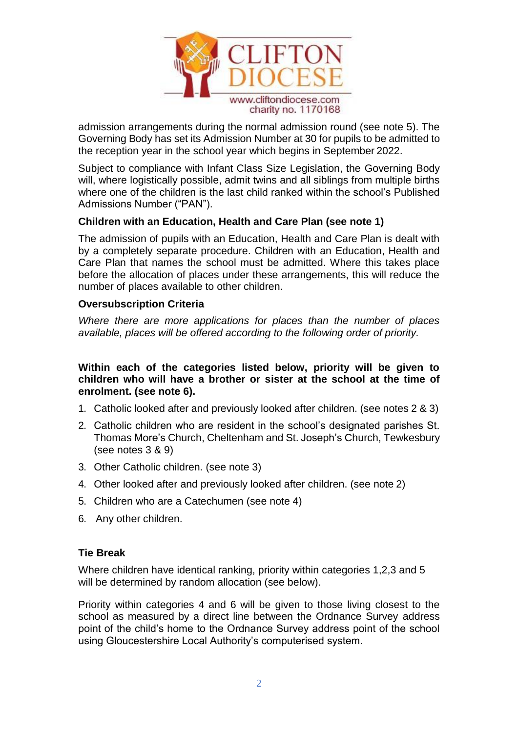admission arrangements during the normal admission round (see note 5). The Governing Body has set its Admission Number at 30 for pupils to be admitted to the reception year in the school year which begins in September 2022.

Subject to compliance with Infant Class Size Legislation, the Governing Body will, where logistically possible, admit twins and all siblings from multiple births where one of the children is the last child ranked within the school's Published Admissions Number ("PAN").

**Children with an Education, Health and Care Plan (see note 1)**

The admission of pupils with an Education, Health and Care Plan is dealt with by a completely separate procedure. Children with an Education, Health and Care Plan that names the school must be admitted. Where this takes place before the allocation of places under these arrangements, this will reduce the number of places available to other children.

**Oversubscription Criteria**

*Where there are more applications for places than the number of places available, places will be offered according to the following order of priority.*

**Within each of the categories listed below, priority will be given to children who will have a brother or sister at the school at the time of enrolment. (see note 6).**

1. Catholic looked after and previously looked after children. (see notes 2 & 3)
2. Catholic children who are resident in the school's designated parishes St. Thomas More's Church, Cheltenham and St. Joseph's Church, Tewkesbury (see notes 3 & 9)
3. Other Catholic children. (see note 3)
4. Other looked after and previously looked after children. (see note 2)
5. Children who are a Catechumen (see note 4)
6. Any other children.

**Tie Break**

Where children have identical ranking, priority within categories 1,2,3 and 5 will be determined by random allocation (see below).

Priority within categories 4 and 6 will be given to those living closest to the school as measured by a direct line between the Ordnance Survey address point of the child's home to the Ordnance Survey address point of the school using Gloucestershire Local Authority's computerised system.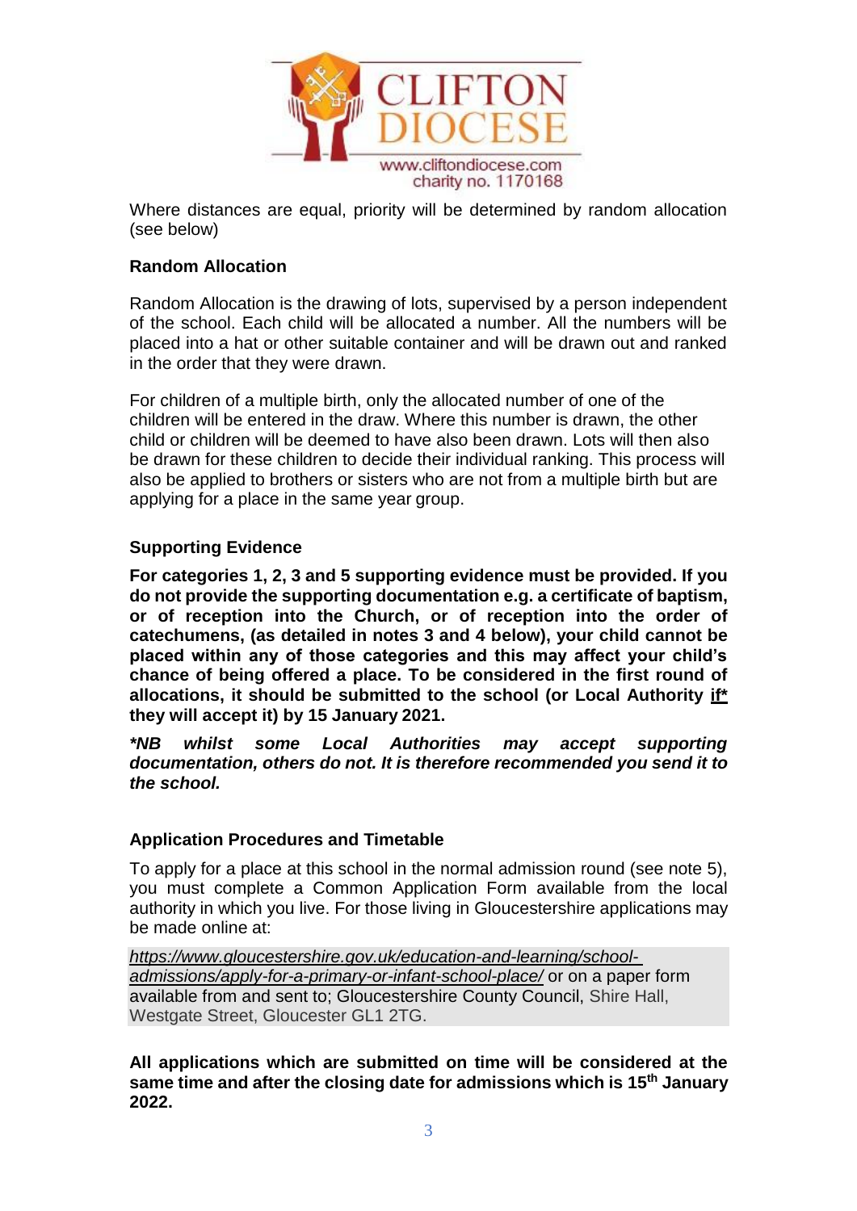Where distances are equal, priority will be determined by random allocation (see below)

### Random Allocation

Random Allocation is the drawing of lots, supervised by a person independent of the school. Each child will be allocated a number. All the numbers will be placed into a hat or other suitable container and will be drawn out and ranked in the order that they were drawn.

For children of a multiple birth, only the allocated number of one of the children will be entered in the draw. Where this number is drawn, the other child or children will be deemed to have also been drawn. Lots will then also be drawn for these children to decide their individual ranking. This process will also be applied to brothers or sisters who are not from a multiple birth but are applying for a place in the same year group.

### Supporting Evidence

**For categories 1, 2, 3 and 5 supporting evidence must be provided. If you do not provide the supporting documentation e.g. a certificate of baptism, or of reception into the Church, or of reception into the order of catechumens, (as detailed in notes 3 and 4 below), your child cannot be placed within any of those categories and this may affect your child's chance of being offered a place. To be considered in the first round of allocations, it should be submitted to the school (or Local Authority <u>if*</u> they will accept it) by 15 January 2021.**

***NB whilst some Local Authorities may accept supporting documentation, others do not. It is therefore recommended you send it to the school.***

### Application Procedures and Timetable

To apply for a place at this school in the normal admission round (see note 5), you must complete a Common Application Form available from the local authority in which you live. For those living in Gloucestershire applications may be made online at:

*https://www.gloucestershire.gov.uk/education-and-learning/school-admissions/apply-for-a-primary-or-infant-school-place/* or on a paper form available from and sent to; Gloucestershire County Council, Shire Hall, Westgate Street, Gloucester GL1 2TG.

**All applications which are submitted on time will be considered at the same time and after the closing date for admissions which is 15th January 2022.**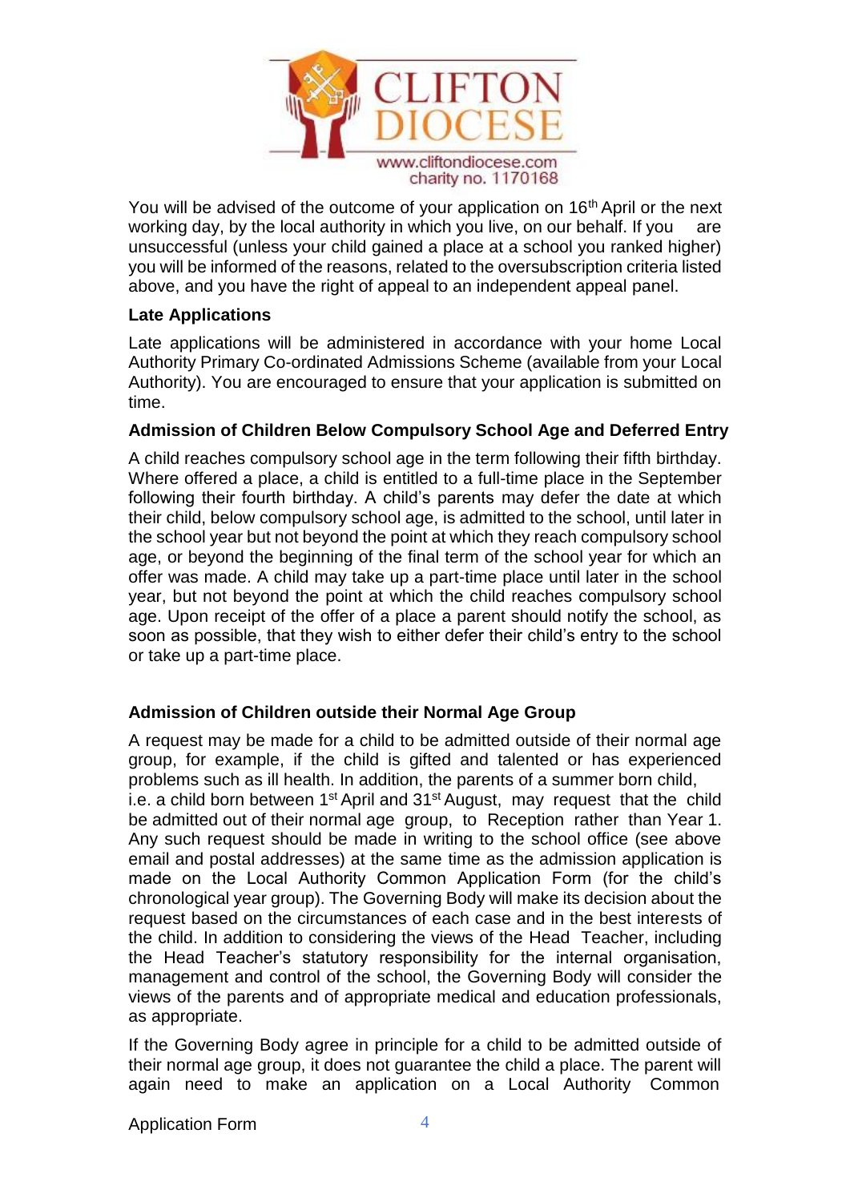You will be advised of the outcome of your application on 16th April or the next working day, by the local authority in which you live, on our behalf. If you are unsuccessful (unless your child gained a place at a school you ranked higher) you will be informed of the reasons, related to the oversubscription criteria listed above, and you have the right of appeal to an independent appeal panel.

**Late Applications**

Late applications will be administered in accordance with your home Local Authority Primary Co-ordinated Admissions Scheme (available from your Local Authority). You are encouraged to ensure that your application is submitted on time.

**Admission of Children Below Compulsory School Age and Deferred Entry**

A child reaches compulsory school age in the term following their fifth birthday. Where offered a place, a child is entitled to a full-time place in the September following their fourth birthday. A child's parents may defer the date at which their child, below compulsory school age, is admitted to the school, until later in the school year but not beyond the point at which they reach compulsory school age, or beyond the beginning of the final term of the school year for which an offer was made. A child may take up a part-time place until later in the school year, but not beyond the point at which the child reaches compulsory school age. Upon receipt of the offer of a place a parent should notify the school, as soon as possible, that they wish to either defer their child's entry to the school or take up a part-time place.

**Admission of Children outside their Normal Age Group**

A request may be made for a child to be admitted outside of their normal age group, for example, if the child is gifted and talented or has experienced problems such as ill health. In addition, the parents of a summer born child, i.e. a child born between 1st April and 31st August, may request that the child be admitted out of their normal age group, to Reception rather than Year 1. Any such request should be made in writing to the school office (see above email and postal addresses) at the same time as the admission application is made on the Local Authority Common Application Form (for the child's chronological year group). The Governing Body will make its decision about the request based on the circumstances of each case and in the best interests of the child. In addition to considering the views of the Head Teacher, including the Head Teacher's statutory responsibility for the internal organisation, management and control of the school, the Governing Body will consider the views of the parents and of appropriate medical and education professionals, as appropriate.

If the Governing Body agree in principle for a child to be admitted outside of their normal age group, it does not guarantee the child a place. The parent will again need to make an application on a Local Authority Common Application Form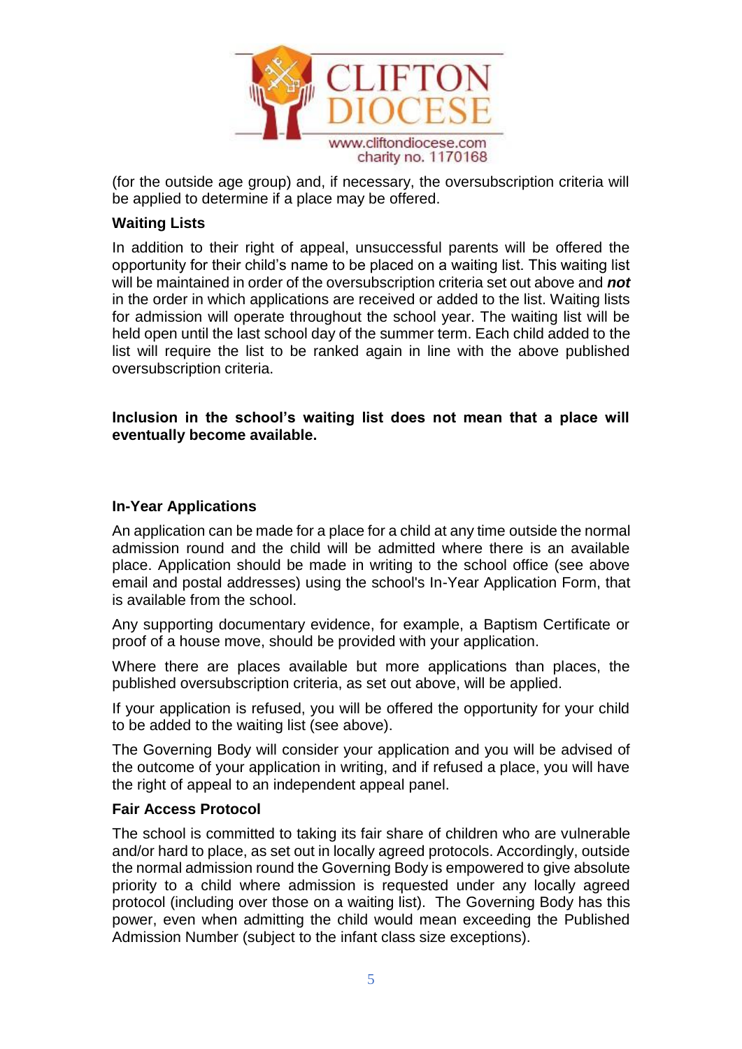(for the outside age group) and, if necessary, the oversubscription criteria will be applied to determine if a place may be offered.

**Waiting Lists**

In addition to their right of appeal, unsuccessful parents will be offered the opportunity for their child's name to be placed on a waiting list. This waiting list will be maintained in order of the oversubscription criteria set out above and ***not*** in the order in which applications are received or added to the list. Waiting lists for admission will operate throughout the school year. The waiting list will be held open until the last school day of the summer term. Each child added to the list will require the list to be ranked again in line with the above published oversubscription criteria.

**Inclusion in the school's waiting list does not mean that a place will eventually become available.**

**In-Year Applications**

An application can be made for a place for a child at any time outside the normal admission round and the child will be admitted where there is an available place. Application should be made in writing to the school office (see above email and postal addresses) using the school's In-Year Application Form, that is available from the school.

Any supporting documentary evidence, for example, a Baptism Certificate or proof of a house move, should be provided with your application.

Where there are places available but more applications than places, the published oversubscription criteria, as set out above, will be applied.

If your application is refused, you will be offered the opportunity for your child to be added to the waiting list (see above).

The Governing Body will consider your application and you will be advised of the outcome of your application in writing, and if refused a place, you will have the right of appeal to an independent appeal panel.

**Fair Access Protocol**

The school is committed to taking its fair share of children who are vulnerable and/or hard to place, as set out in locally agreed protocols. Accordingly, outside the normal admission round the Governing Body is empowered to give absolute priority to a child where admission is requested under any locally agreed protocol (including over those on a waiting list). The Governing Body has this power, even when admitting the child would mean exceeding the Published Admission Number (subject to the infant class size exceptions).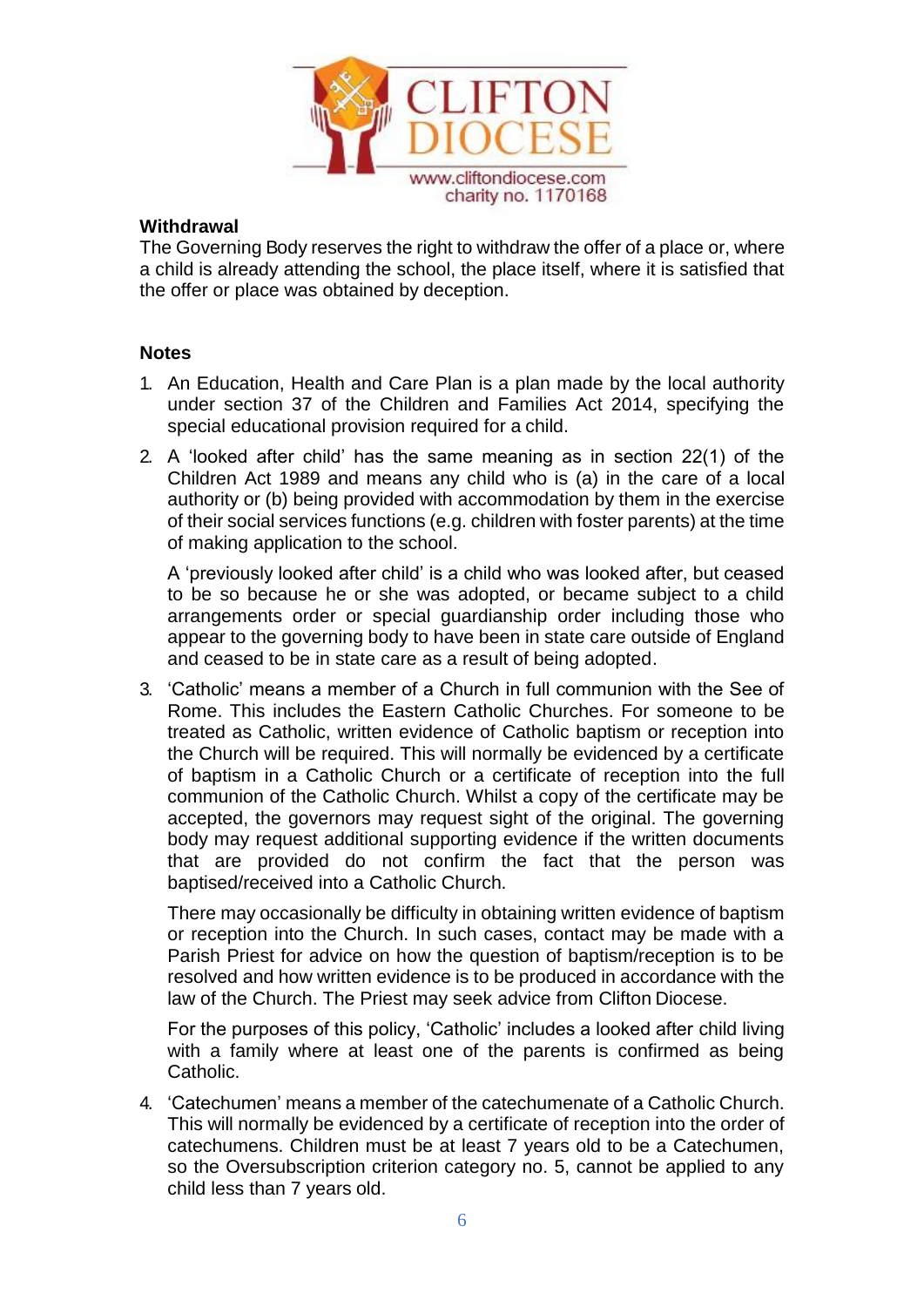**Withdrawal**

The Governing Body reserves the right to withdraw the offer of a place or, where a child is already attending the school, the place itself, where it is satisfied that the offer or place was obtained by deception.

**Notes**

1. An Education, Health and Care Plan is a plan made by the local authority under section 37 of the Children and Families Act 2014, specifying the special educational provision required for a child.

2. A 'looked after child' has the same meaning as in section 22(1) of the Children Act 1989 and means any child who is (a) in the care of a local authority or (b) being provided with accommodation by them in the exercise of their social services functions (e.g. children with foster parents) at the time of making application to the school.

   A 'previously looked after child' is a child who was looked after, but ceased to be so because he or she was adopted, or became subject to a child arrangements order or special guardianship order including those who appear to the governing body to have been in state care outside of England and ceased to be in state care as a result of being adopted.

3. 'Catholic' means a member of a Church in full communion with the See of Rome. This includes the Eastern Catholic Churches. For someone to be treated as Catholic, written evidence of Catholic baptism or reception into the Church will be required. This will normally be evidenced by a certificate of baptism in a Catholic Church or a certificate of reception into the full communion of the Catholic Church. Whilst a copy of the certificate may be accepted, the governors may request sight of the original. The governing body may request additional supporting evidence if the written documents that are provided do not confirm the fact that the person was baptised/received into a Catholic Church.

   There may occasionally be difficulty in obtaining written evidence of baptism or reception into the Church. In such cases, contact may be made with a Parish Priest for advice on how the question of baptism/reception is to be resolved and how written evidence is to be produced in accordance with the law of the Church. The Priest may seek advice from Clifton Diocese.

   For the purposes of this policy, 'Catholic' includes a looked after child living with a family where at least one of the parents is confirmed as being Catholic.

4. 'Catechumen' means a member of the catechumenate of a Catholic Church. This will normally be evidenced by a certificate of reception into the order of catechumens. Children must be at least 7 years old to be a Catechumen, so the Oversubscription criterion category no. 5, cannot be applied to any child less than 7 years old.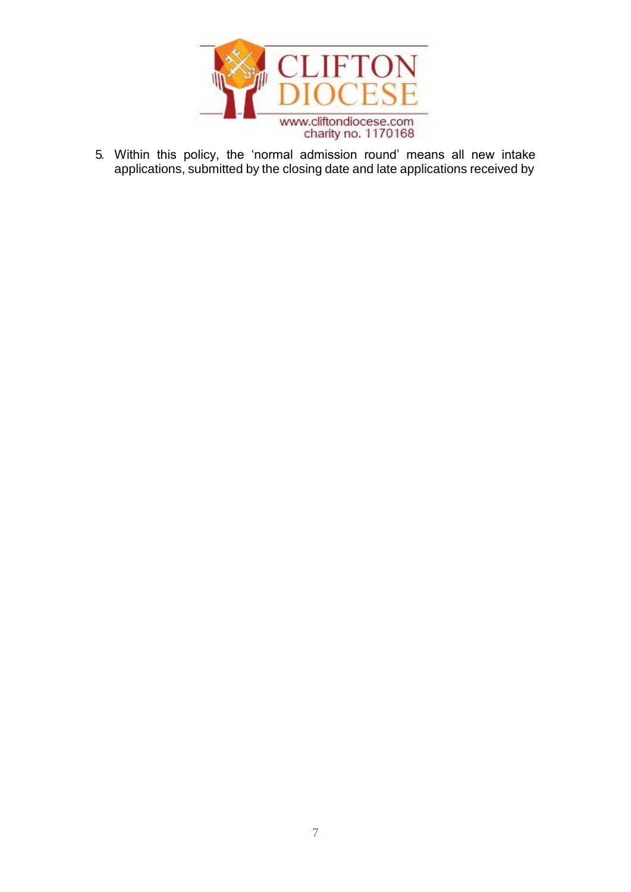5. Within this policy, the 'normal admission round' means all new intake applications, submitted by the closing date and late applications received by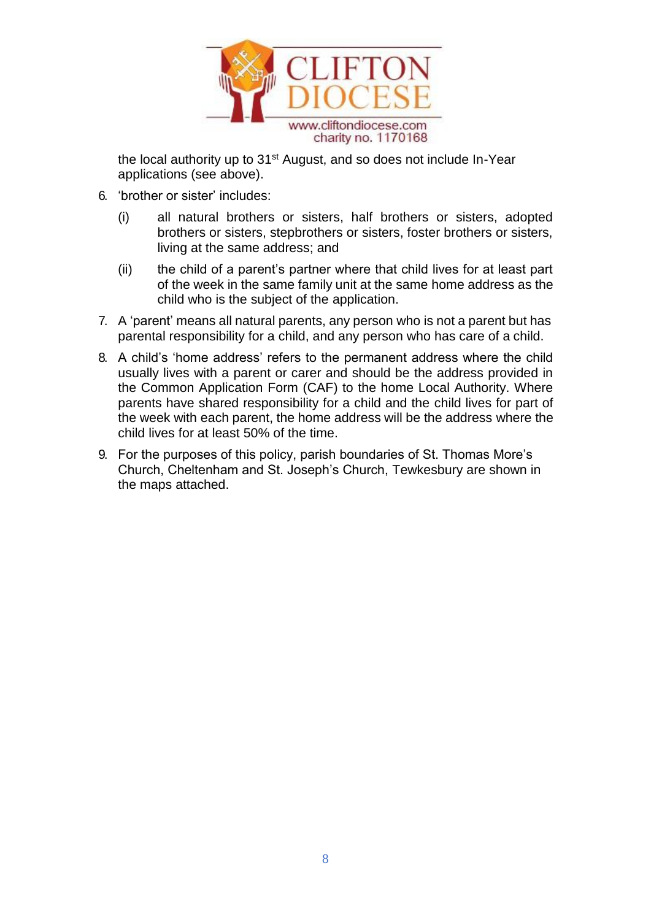the local authority up to 31st August, and so does not include In-Year applications (see above).

6. 'brother or sister' includes:

   (i) all natural brothers or sisters, half brothers or sisters, adopted brothers or sisters, stepbrothers or sisters, foster brothers or sisters, living at the same address; and

   (ii) the child of a parent's partner where that child lives for at least part of the week in the same family unit at the same home address as the child who is the subject of the application.

7. A 'parent' means all natural parents, any person who is not a parent but has parental responsibility for a child, and any person who has care of a child.

8. A child's 'home address' refers to the permanent address where the child usually lives with a parent or carer and should be the address provided in the Common Application Form (CAF) to the home Local Authority. Where parents have shared responsibility for a child and the child lives for part of the week with each parent, the home address will be the address where the child lives for at least 50% of the time.

9. For the purposes of this policy, parish boundaries of St. Thomas More's Church, Cheltenham and St. Joseph's Church, Tewkesbury are shown in the maps attached.